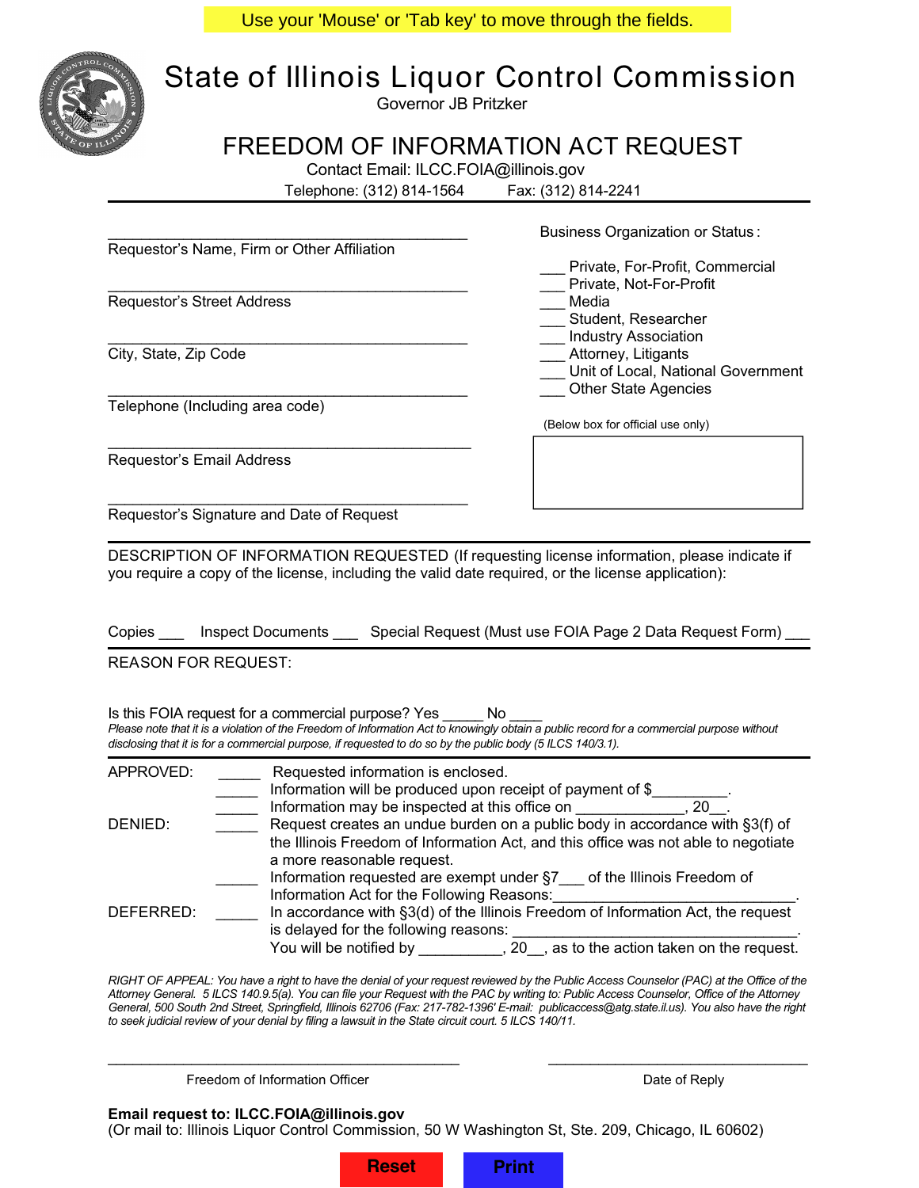Use your 'Mouse' or 'Tab key' to move through the fields.

# State of Illinois Liquor Control Commission

Governor JB Pritzker

## FREEDOM OF INFORMATION ACT REQUEST

Contact Email: ILCC.FOIA@illinois.gov

Telephone: (312) 814-1564 Fax: (312) 814-2241

___________________________________________
Requestor's Name, Firm or Other Affiliation

___________________________________________
Requestor's Street Address

___________________________________________
City, State, Zip Code

___________________________________________
Telephone (Including area code)

___________________________________________
Requestor's Email Address

___________________________________________
Requestor's Signature and Date of Request

Business Organization or Status:

___ Private, For-Profit, Commercial
___ Private, Not-For-Profit
___ Media
___ Student, Researcher
___ Industry Association
___ Attorney, Litigants
___ Unit of Local, National Government
___ Other State Agencies

(Below box for official use only)

DESCRIPTION OF INFORMATION REQUESTED (If requesting license information, please indicate if you require a copy of the license, including the valid date required, or the license application):

Copies ___ Inspect Documents ___ Special Request (Must use FOIA Page 2 Data Request Form) ___

REASON FOR REQUEST:

Is this FOIA request for a commercial purpose? Yes _____ No ____

*Please note that it is a violation of the Freedom of Information Act to knowingly obtain a public record for a commercial purpose without disclosing that it is for a commercial purpose, if requested to do so by the public body (5 ILCS 140/3.1).*

APPROVED: _____ Requested information is enclosed.
_____ Information will be produced upon receipt of payment of $_________.
_____ Information may be inspected at this office on _____________, 20__.

DENIED: _____ Request creates an undue burden on a public body in accordance with §3(f) of the Illinois Freedom of Information Act, and this office was not able to negotiate a more reasonable request.
_____ Information requested are exempt under §7___ of the Illinois Freedom of Information Act for the Following Reasons:______________________________.

DEFERRED: _____ In accordance with §3(d) of the Illinois Freedom of Information Act, the request is delayed for the following reasons: ________________________________.
You will be notified by __________, 20__, as to the action taken on the request.

*RIGHT OF APPEAL: You have a right to have the denial of your request reviewed by the Public Access Counselor (PAC) at the Office of the Attorney General. 5 ILCS 140.9.5(a). You can file your Request with the PAC by writing to: Public Access Counselor, Office of the Attorney General, 500 South 2nd Street, Springfield, Illinois 62706 (Fax: 217-782-1396' E-mail: publicaccess@atg.state.il.us). You also have the right to seek judicial review of your denial by filing a lawsuit in the State circuit court. 5 ILCS 140/11.*

___________________________________________ Freedom of Information Officer

_________________________________ Date of Reply

**Email request to: ILCC.FOIA@illinois.gov**
(Or mail to: Illinois Liquor Control Commission, 50 W Washington St, Ste. 209, Chicago, IL 60602)

Reset Print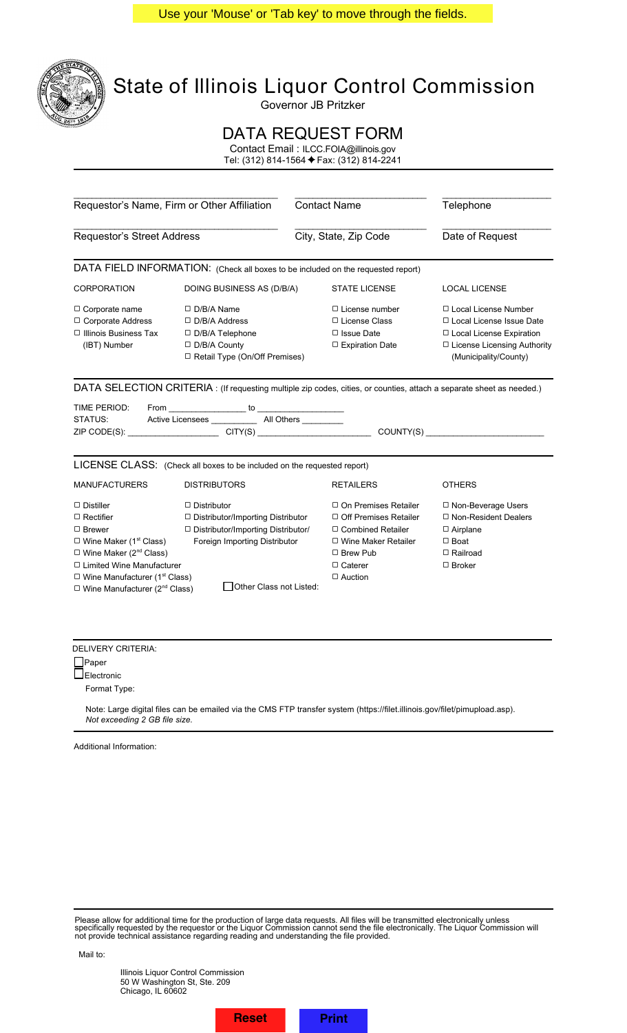Use your 'Mouse' or 'Tab key' to move through the fields.

# State of Illinois Liquor Control Commission

Governor JB Pritzker

## DATA REQUEST FORM

Contact Email : ILCC.FOIA@illinois.gov
Tel: (312) 814-1564 ✦ Fax: (312) 814-2241

| | | |
|---|---|---|
| Requestor's Name, Firm or Other Affiliation | Contact Name | Telephone |
| Requestor's Street Address | City, State, Zip Code | Date of Request |

**DATA FIELD INFORMATION:** (Check all boxes to be included on the requested report)

| CORPORATION | DOING BUSINESS AS (D/B/A) | STATE LICENSE | LOCAL LICENSE |
|---|---|---|---|
| ☐ Corporate name | ☐ D/B/A Name | ☐ License number | ☐ Local License Number |
| ☐ Corporate Address | ☐ D/B/A Address | ☐ License Class | ☐ Local License Issue Date |
| ☐ Illinois Business Tax (IBT) Number | ☐ D/B/A Telephone | ☐ Issue Date | ☐ Local License Expiration |
| | ☐ D/B/A County | ☐ Expiration Date | ☐ License Licensing Authority (Municipality/County) |
| | ☐ Retail Type (On/Off Premises) | | |

**DATA SELECTION CRITERIA** : (If requesting multiple zip codes, cities, or counties, attach a separate sheet as needed.)

TIME PERIOD: From ________________ to __________________

STATUS: Active Licensees __________ All Others _________

ZIP CODE(S): ___________________ CITY(S) _______________________ COUNTY(S) ________________________

**LICENSE CLASS:** (Check all boxes to be included on the requested report)

| MANUFACTURERS | DISTRIBUTORS | RETAILERS | OTHERS |
|---|---|---|---|
| ☐ Distiller | ☐ Distributor | ☐ On Premises Retailer | ☐ Non-Beverage Users |
| ☐ Rectifier | ☐ Distributor/Importing Distributor | ☐ Off Premises Retailer | ☐ Non-Resident Dealers |
| ☐ Brewer | ☐ Distributor/Importing Distributor/ Foreign Importing Distributor | ☐ Combined Retailer | ☐ Airplane |
| ☐ Wine Maker (1st Class) | | ☐ Wine Maker Retailer | ☐ Boat |
| ☐ Wine Maker (2nd Class) | | ☐ Brew Pub | ☐ Railroad |
| ☐ Limited Wine Manufacturer | | ☐ Caterer | ☐ Broker |
| ☐ Wine Manufacturer (1st Class) | | ☐ Auction | |
| ☐ Wine Manufacturer (2nd Class) | ☐ Other Class not Listed: | | |

DELIVERY CRITERIA:

☐ Paper

☐ Electronic

Format Type:

Note: Large digital files can be emailed via the CMS FTP transfer system (https://filet.illinois.gov/filet/pimupload.asp). *Not exceeding 2 GB file size.*

Additional Information:

Please allow for additional time for the production of large data requests. All files will be transmitted electronically unless specifically requested by the requestor or the Liquor Commission cannot send the file electronically. The Liquor Commission will not provide technical assistance regarding reading and understanding the file provided.

Mail to:

Illinois Liquor Control Commission
50 W Washington St, Ste. 209
Chicago, IL 60602

Reset Print